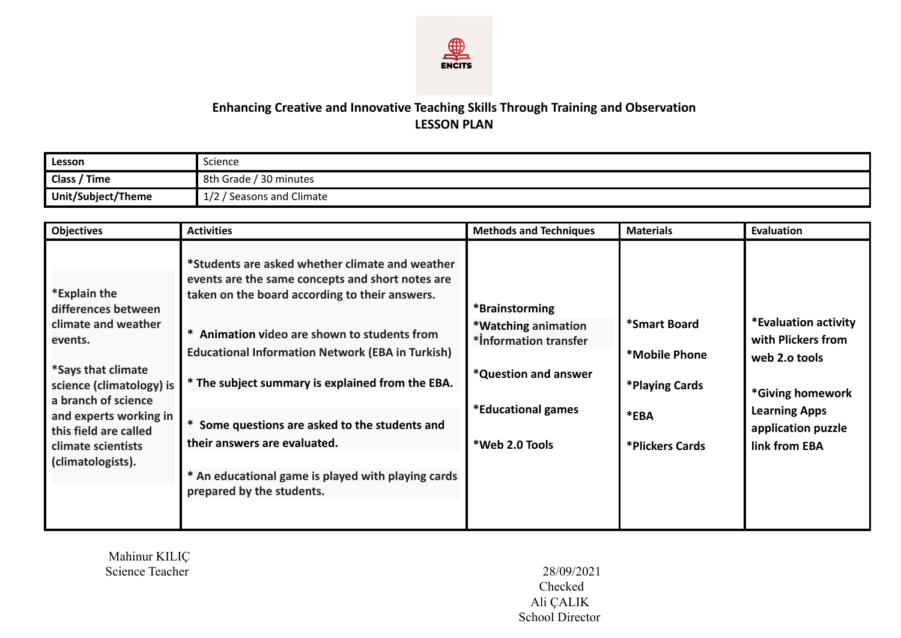ENCITS

# Enhancing Creative and Innovative Teaching Skills Through Training and Observation

## LESSON PLAN

| Lesson | Science |
|---|---|
| Class / Time | 8th Grade / 30 minutes |
| Unit/Subject/Theme | 1/2 / Seasons and Climate |

| Objectives | Activities | Methods and Techniques | Materials | Evaluation |
|---|---|---|---|---|
| *Explain the differences between climate and weather events.<br><br>*Says that climate science (climatology) is a branch of science and experts working in this field are called climate scientists (climatologists). | *Students are asked whether climate and weather events are the same concepts and short notes are taken on the board according to their answers.<br><br>* Animation video are shown to students from Educational Information Network (EBA in Turkish)<br><br>* The subject summary is explained from the EBA.<br><br>* Some questions are asked to the students and their answers are evaluated.<br><br>* An educational game is played with playing cards prepared by the students. | *Brainstorming<br>*Watching animation<br>*İnformation transfer<br><br>*Question and answer<br><br>*Educational games<br><br>*Web 2.0 Tools | *Smart Board<br><br>*Mobile Phone<br><br>*Playing Cards<br><br>*EBA<br><br>*Plickers Cards | *Evaluation activity with Plickers from web 2.o tools<br><br>*Giving homework Learning Apps application puzzle link from EBA |

Mahinur KILIÇ
Science Teacher

28/09/2021
Checked
Ali ÇALIK
School Director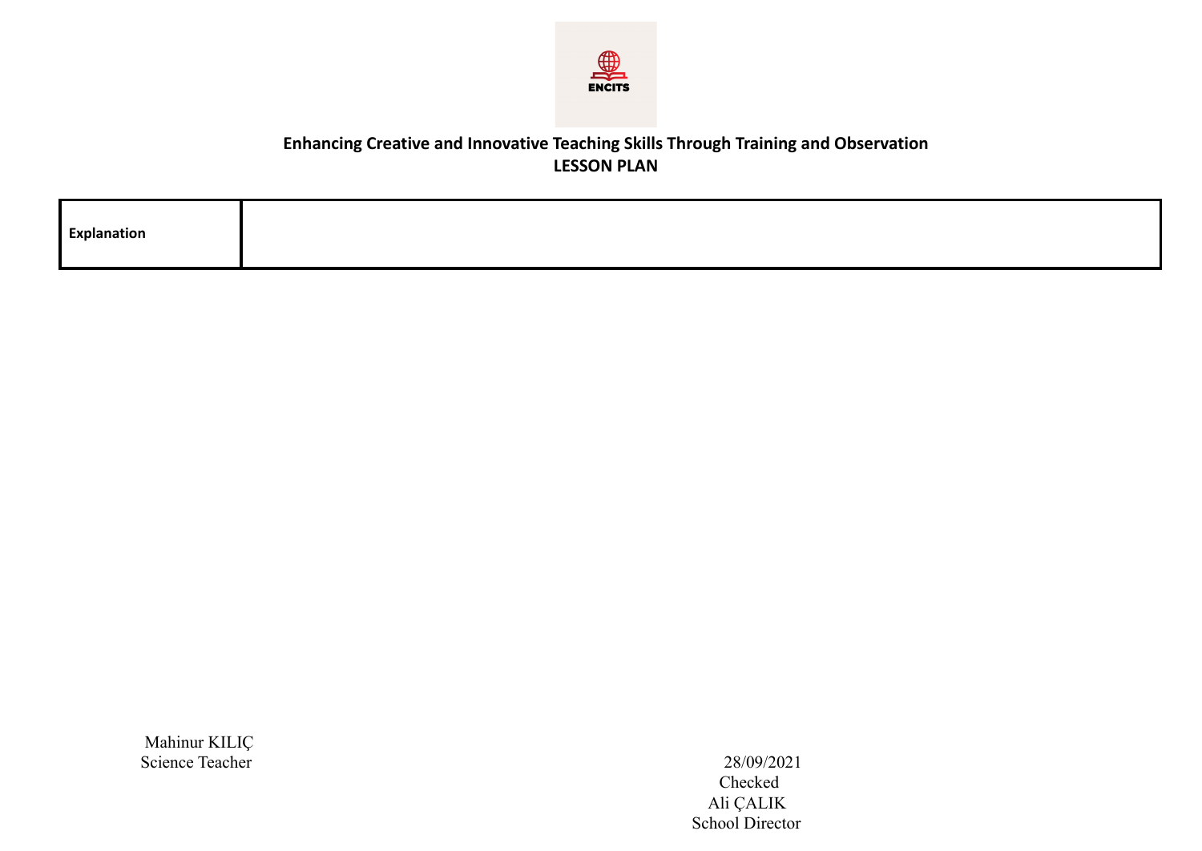**Enhancing Creative and Innovative Teaching Skills Through Training and Observation**
**LESSON PLAN**

| | |
|---|---|
| **Explanation** | |

Mahinur KILIÇ
Science Teacher

28/09/2021
Checked
Ali ÇALIK
School Director